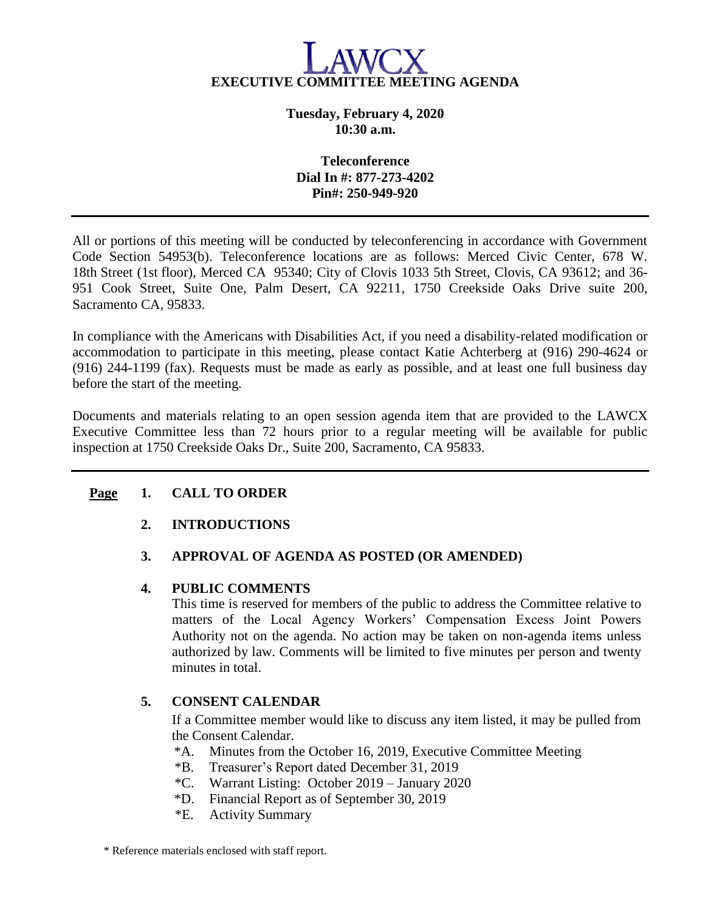# LAWCX

## EXECUTIVE COMMITTEE MEETING AGENDA

**Tuesday, February 4, 2020**
**10:30 a.m.**

**Teleconference**
**Dial In #: 877-273-4202**
**Pin#: 250-949-920**

---

All or portions of this meeting will be conducted by teleconferencing in accordance with Government Code Section 54953(b). Teleconference locations are as follows: Merced Civic Center, 678 W. 18th Street (1st floor), Merced CA 95340; City of Clovis 1033 5th Street, Clovis, CA 93612; and 36-951 Cook Street, Suite One, Palm Desert, CA 92211, 1750 Creekside Oaks Drive suite 200, Sacramento CA, 95833.

In compliance with the Americans with Disabilities Act, if you need a disability-related modification or accommodation to participate in this meeting, please contact Katie Achterberg at (916) 290-4624 or (916) 244-1199 (fax). Requests must be made as early as possible, and at least one full business day before the start of the meeting.

Documents and materials relating to an open session agenda item that are provided to the LAWCX Executive Committee less than 72 hours prior to a regular meeting will be available for public inspection at 1750 Creekside Oaks Dr., Suite 200, Sacramento, CA 95833.

---

**Page**

**1. CALL TO ORDER**

**2. INTRODUCTIONS**

**3. APPROVAL OF AGENDA AS POSTED (OR AMENDED)**

**4. PUBLIC COMMENTS**

This time is reserved for members of the public to address the Committee relative to matters of the Local Agency Workers' Compensation Excess Joint Powers Authority not on the agenda. No action may be taken on non-agenda items unless authorized by law. Comments will be limited to five minutes per person and twenty minutes in total.

**5. CONSENT CALENDAR**

If a Committee member would like to discuss any item listed, it may be pulled from the Consent Calendar.

*A. Minutes from the October 16, 2019, Executive Committee Meeting
*B. Treasurer's Report dated December 31, 2019
*C. Warrant Listing: October 2019 – January 2020
*D. Financial Report as of September 30, 2019
*E. Activity Summary

\* Reference materials enclosed with staff report.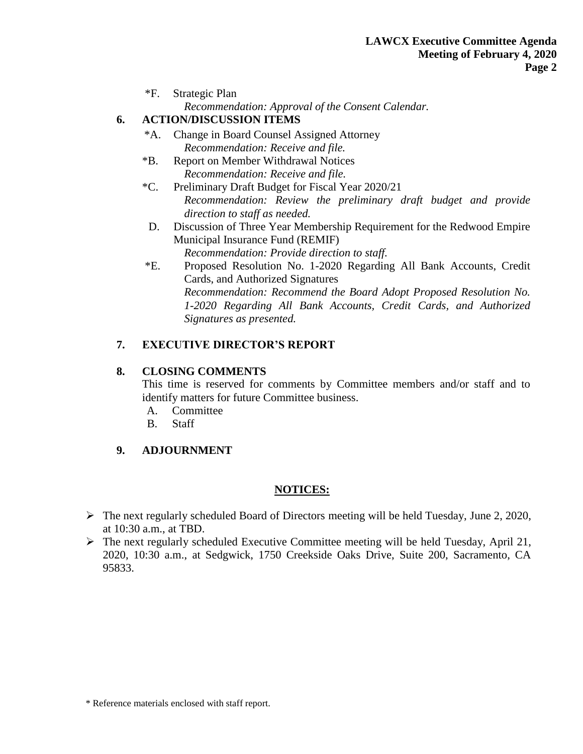*F. Strategic Plan

*Recommendation: Approval of the Consent Calendar.*

**6. ACTION/DISCUSSION ITEMS**

*A. Change in Board Counsel Assigned Attorney

*Recommendation: Receive and file.*

*B. Report on Member Withdrawal Notices

*Recommendation: Receive and file.*

*C. Preliminary Draft Budget for Fiscal Year 2020/21

*Recommendation: Review the preliminary draft budget and provide direction to staff as needed.*

D. Discussion of Three Year Membership Requirement for the Redwood Empire Municipal Insurance Fund (REMIF)

*Recommendation: Provide direction to staff.*

*E. Proposed Resolution No. 1-2020 Regarding All Bank Accounts, Credit Cards, and Authorized Signatures

*Recommendation: Recommend the Board Adopt Proposed Resolution No. 1-2020 Regarding All Bank Accounts, Credit Cards, and Authorized Signatures as presented.*

**7. EXECUTIVE DIRECTOR'S REPORT**

**8. CLOSING COMMENTS**

This time is reserved for comments by Committee members and/or staff and to identify matters for future Committee business.

A. Committee

B. Staff

**9. ADJOURNMENT**

**NOTICES:**

- The next regularly scheduled Board of Directors meeting will be held Tuesday, June 2, 2020, at 10:30 a.m., at TBD.
- The next regularly scheduled Executive Committee meeting will be held Tuesday, April 21, 2020, 10:30 a.m., at Sedgwick, 1750 Creekside Oaks Drive, Suite 200, Sacramento, CA 95833.

\* Reference materials enclosed with staff report.